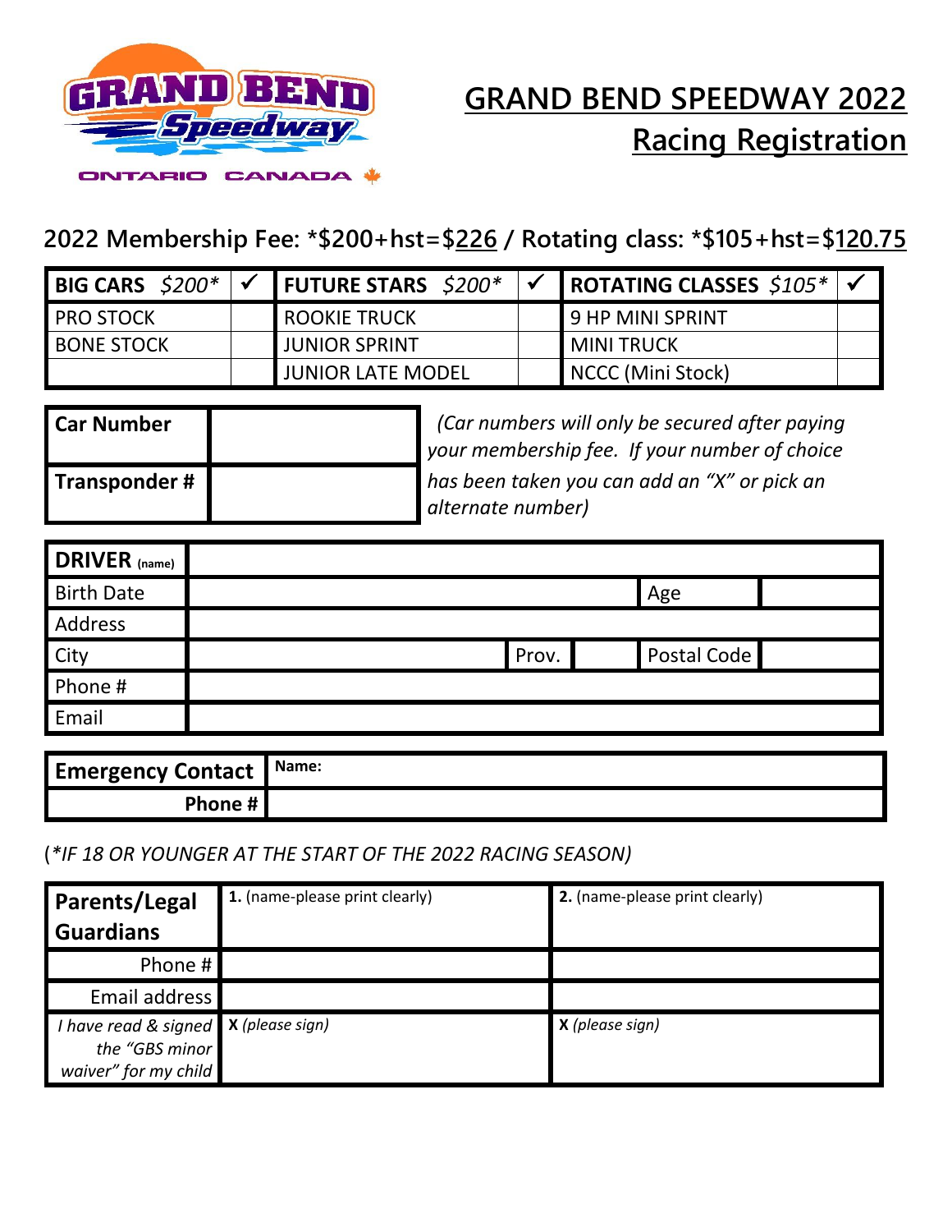GRAND BEND Speedway
ONTARIO CANADA

# GRAND BEND SPEEDWAY 2022
# Racing Registration

## 2022 Membership Fee: *$200+hst=$226 / Rotating class: *$105+hst=$120.75

| BIG CARS *$200** | ✓ | FUTURE STARS *$200** | ✓ | ROTATING CLASSES *$105** | ✓ |
|---|---|---|---|---|---|
| PRO STOCK | | ROOKIE TRUCK | | 9 HP MINI SPRINT | |
| BONE STOCK | | JUNIOR SPRINT | | MINI TRUCK | |
| | | JUNIOR LATE MODEL | | NCCC (Mini Stock) | |

| | |
|---|---|
| **Car Number** | |
| **Transponder #** | |

*(Car numbers will only be secured after paying your membership fee. If your number of choice has been taken you can add an "X" or pick an alternate number)*

| | | | | | |
|---|---|---|---|---|---|
| **DRIVER** (name) | | | | | |
| Birth Date | | | | Age | |
| Address | | | | | |
| City | | Prov. | | Postal Code | |
| Phone # | | | | | |
| Email | | | | | |

| | |
|---|---|
| **Emergency Contact** | **Name:** |
| **Phone #** | |

(*IF 18 OR YOUNGER AT THE START OF THE 2022 RACING SEASON)*

| **Parents/Legal Guardians** | **1.** (name-please print clearly) | **2.** (name-please print clearly) |
|---|---|---|
| Phone # | | |
| Email address | | |
| *I have read & signed the "GBS minor waiver" for my child* | **X** *(please sign)* | **X** *(please sign)* |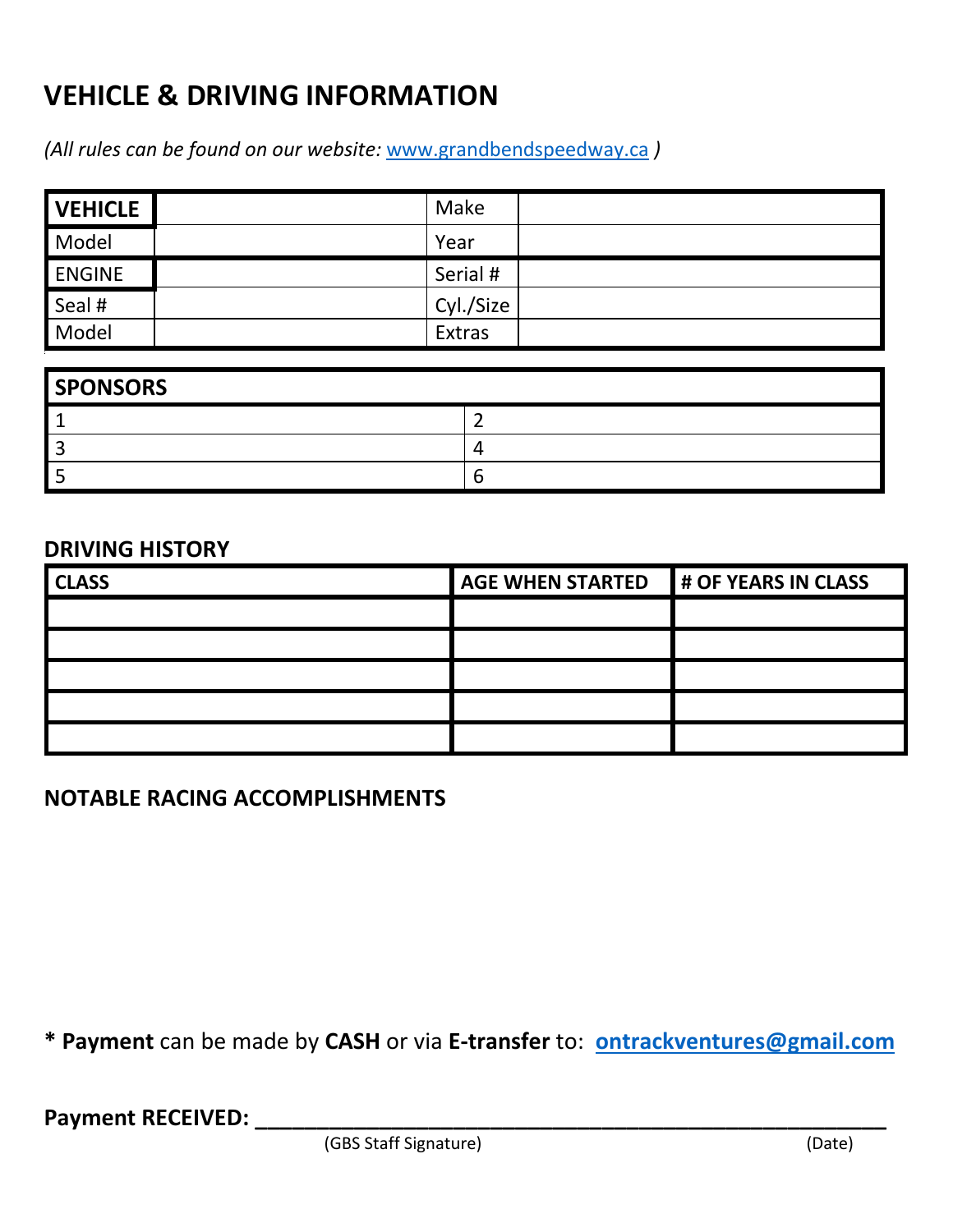# VEHICLE & DRIVING INFORMATION

*(All rules can be found on our website: www.grandbendspeedway.ca )*

| | | | |
|---|---|---|---|
| **VEHICLE** | | Make | |
| Model | | Year | |
| **ENGINE** | | Serial # | |
| Seal # | | Cyl./Size | |
| Model | | Extras | |

| **SPONSORS** | |
|---|---|
| 1 | 2 |
| 3 | 4 |
| 5 | 6 |

### DRIVING HISTORY

| CLASS | AGE WHEN STARTED | # OF YEARS IN CLASS |
|---|---|---|
| | | |
| | | |
| | | |
| | | |
| | | |

### NOTABLE RACING ACCOMPLISHMENTS

* **Payment** can be made by **CASH** or via **E-transfer** to: **ontrackventures@gmail.com**

**Payment RECEIVED:** ___________________________________________________

(GBS Staff Signature) (Date)